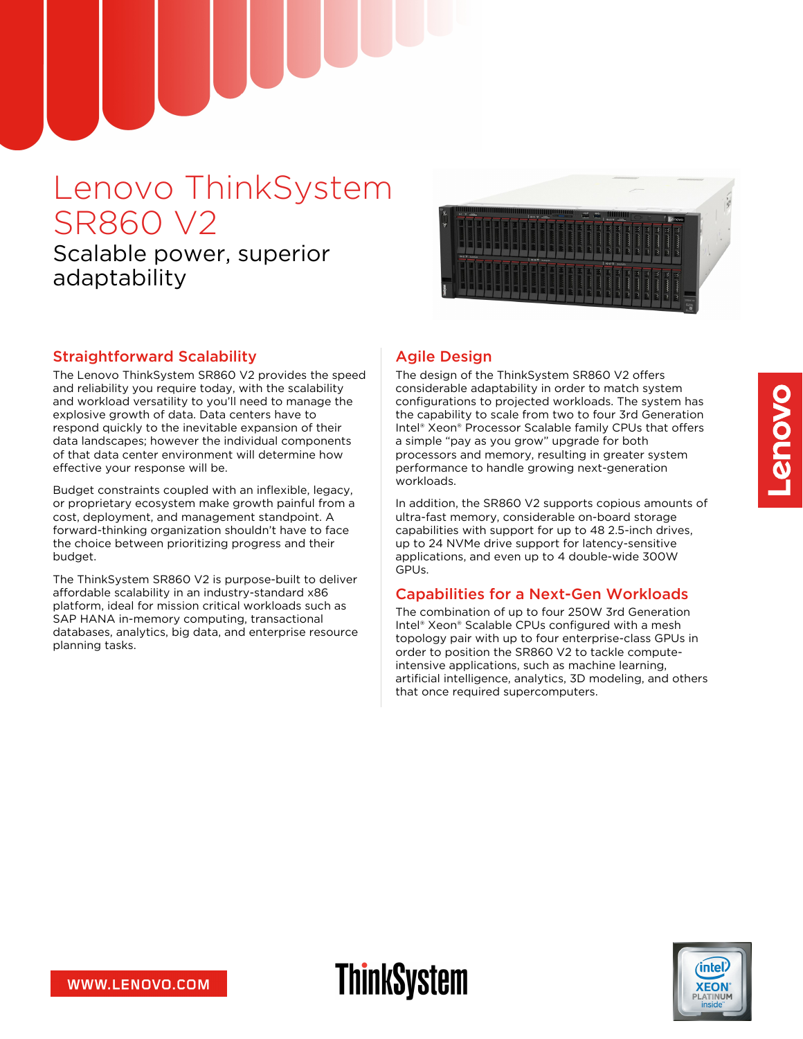# Lenovo ThinkSystem SR860 V2

## Scalable power, superior adaptability

### Straightforward Scalability

The Lenovo ThinkSystem SR860 V2 provides the speed and reliability you require today, with the scalability and workload versatility to you'll need to manage the explosive growth of data. Data centers have to respond quickly to the inevitable expansion of their data landscapes; however the individual components of that data center environment will determine how effective your response will be.

Budget constraints coupled with an inflexible, legacy, or proprietary ecosystem make growth painful from a cost, deployment, and management standpoint. A forward-thinking organization shouldn't have to face the choice between prioritizing progress and their budget.

The ThinkSystem SR860 V2 is purpose-built to deliver affordable scalability in an industry-standard x86 platform, ideal for mission critical workloads such as SAP HANA in-memory computing, transactional databases, analytics, big data, and enterprise resource planning tasks.

### Agile Design

The design of the ThinkSystem SR860 V2 offers considerable adaptability in order to match system configurations to projected workloads. The system has the capability to scale from two to four 3rd Generation Intel® Xeon® Processor Scalable family CPUs that offers a simple "pay as you grow" upgrade for both processors and memory, resulting in greater system performance to handle growing next-generation workloads.

In addition, the SR860 V2 supports copious amounts of ultra-fast memory, considerable on-board storage capabilities with support for up to 48 2.5-inch drives, up to 24 NVMe drive support for latency-sensitive applications, and even up to 4 double-wide 300W GPUs.

### Capabilities for a Next-Gen Workloads

The combination of up to four 250W 3rd Generation Intel® Xeon® Scalable CPUs configured with a mesh topology pair with up to four enterprise-class GPUs in order to position the SR860 V2 to tackle compute-intensive applications, such as machine learning, artificial intelligence, analytics, 3D modeling, and others that once required supercomputers.

WWW.LENOVO.COM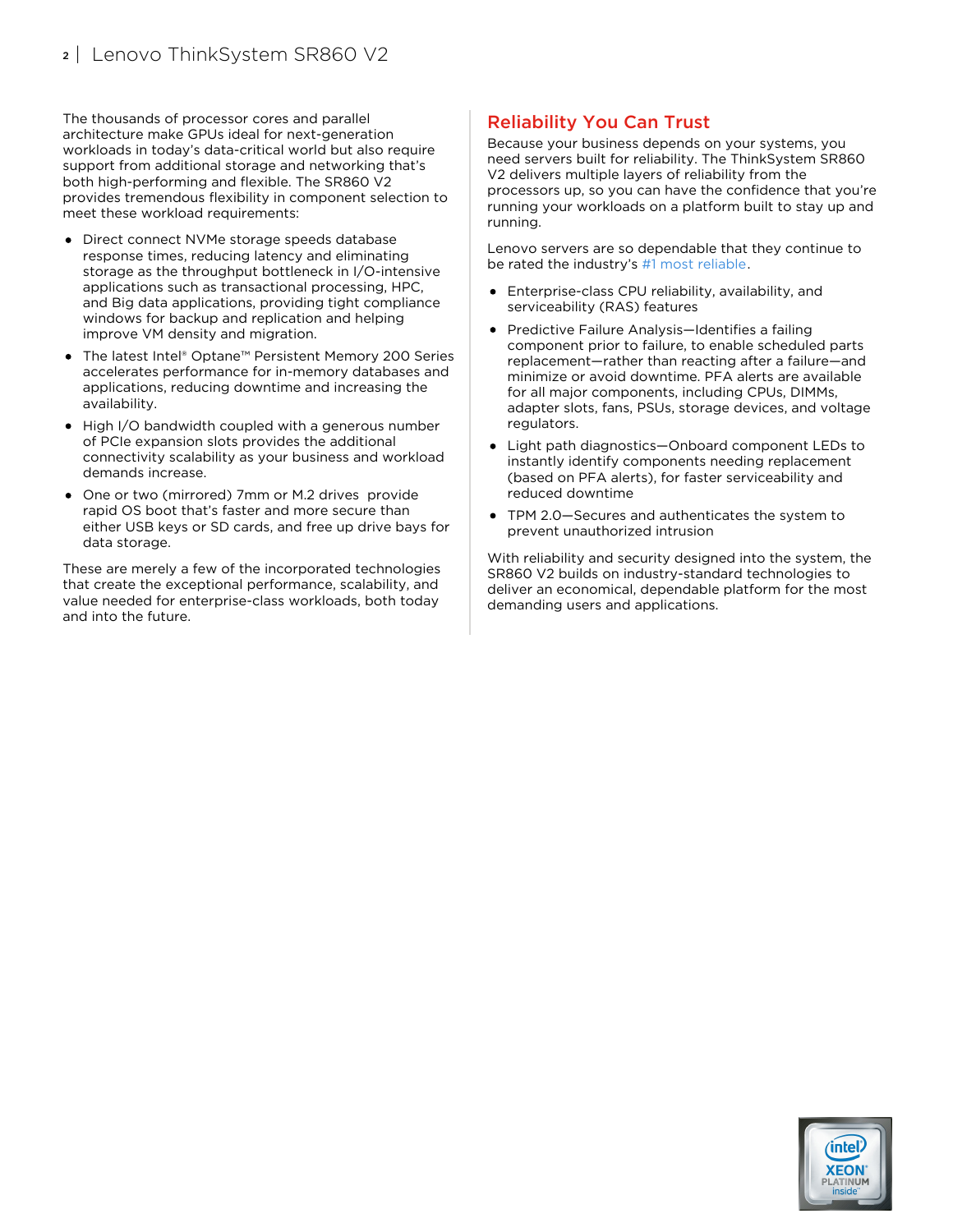The thousands of processor cores and parallel architecture make GPUs ideal for next-generation workloads in today's data-critical world but also require support from additional storage and networking that's both high-performing and flexible. The SR860 V2 provides tremendous flexibility in component selection to meet these workload requirements:

- Direct connect NVMe storage speeds database response times, reducing latency and eliminating storage as the throughput bottleneck in I/O-intensive applications such as transactional processing, HPC, and Big data applications, providing tight compliance windows for backup and replication and helping improve VM density and migration.
- The latest Intel® Optane™ Persistent Memory 200 Series accelerates performance for in-memory databases and applications, reducing downtime and increasing the availability.
- High I/O bandwidth coupled with a generous number of PCIe expansion slots provides the additional connectivity scalability as your business and workload demands increase.
- One or two (mirrored) 7mm or M.2 drives provide rapid OS boot that's faster and more secure than either USB keys or SD cards, and free up drive bays for data storage.

These are merely a few of the incorporated technologies that create the exceptional performance, scalability, and value needed for enterprise-class workloads, both today and into the future.

## Reliability You Can Trust

Because your business depends on your systems, you need servers built for reliability. The ThinkSystem SR860 V2 delivers multiple layers of reliability from the processors up, so you can have the confidence that you're running your workloads on a platform built to stay up and running.

Lenovo servers are so dependable that they continue to be rated the industry's #1 most reliable.

- Enterprise-class CPU reliability, availability, and serviceability (RAS) features
- Predictive Failure Analysis—Identifies a failing component prior to failure, to enable scheduled parts replacement—rather than reacting after a failure—and minimize or avoid downtime. PFA alerts are available for all major components, including CPUs, DIMMs, adapter slots, fans, PSUs, storage devices, and voltage regulators.
- Light path diagnostics—Onboard component LEDs to instantly identify components needing replacement (based on PFA alerts), for faster serviceability and reduced downtime
- TPM 2.0—Secures and authenticates the system to prevent unauthorized intrusion

With reliability and security designed into the system, the SR860 V2 builds on industry-standard technologies to deliver an economical, dependable platform for the most demanding users and applications.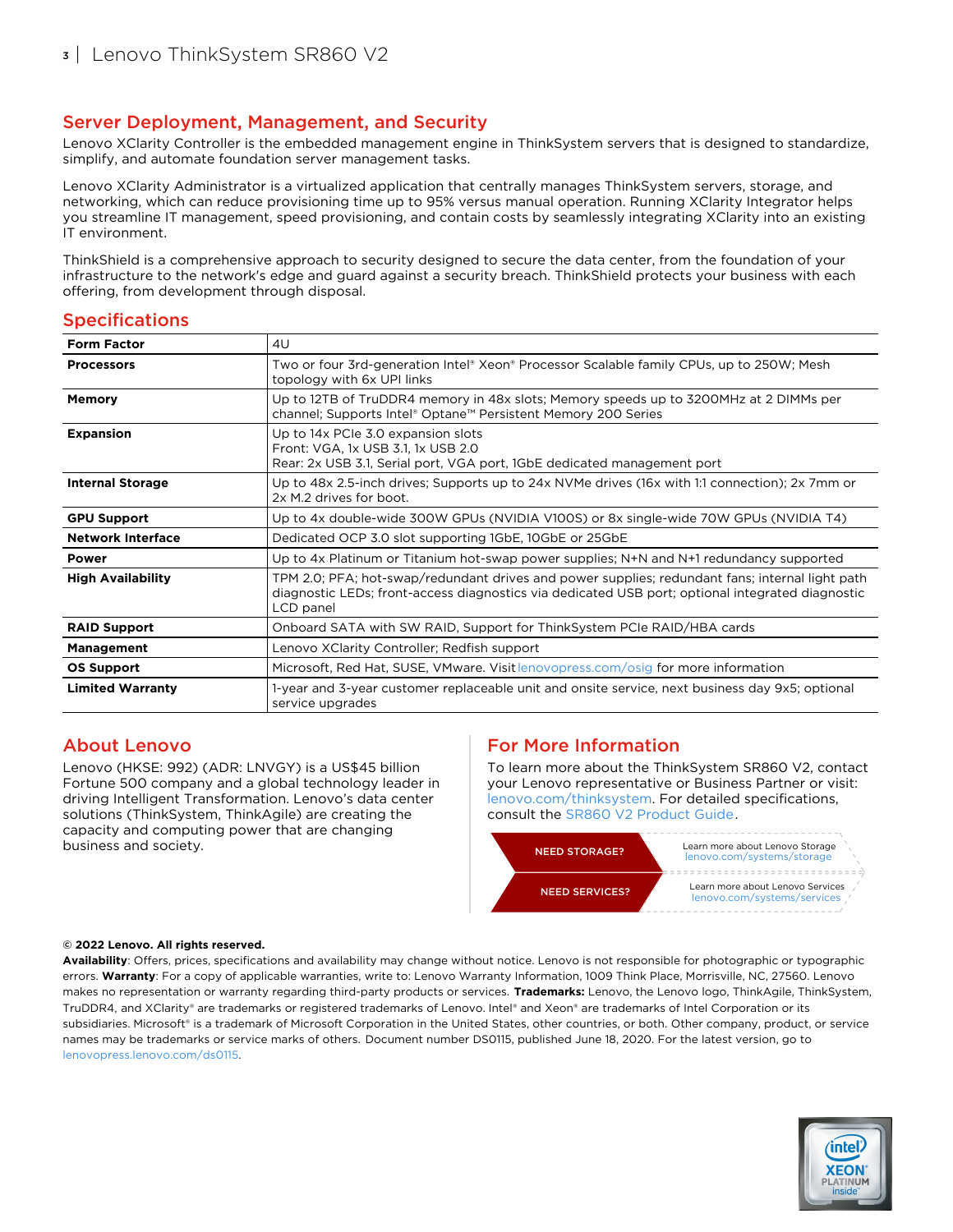## Server Deployment, Management, and Security

Lenovo XClarity Controller is the embedded management engine in ThinkSystem servers that is designed to standardize, simplify, and automate foundation server management tasks.

Lenovo XClarity Administrator is a virtualized application that centrally manages ThinkSystem servers, storage, and networking, which can reduce provisioning time up to 95% versus manual operation. Running XClarity Integrator helps you streamline IT management, speed provisioning, and contain costs by seamlessly integrating XClarity into an existing IT environment.

ThinkShield is a comprehensive approach to security designed to secure the data center, from the foundation of your infrastructure to the network's edge and guard against a security breach. ThinkShield protects your business with each offering, from development through disposal.

## Specifications

| | |
|---|---|
| **Form Factor** | 4U |
| **Processors** | Two or four 3rd-generation Intel® Xeon® Processor Scalable family CPUs, up to 250W; Mesh topology with 6x UPI links |
| **Memory** | Up to 12TB of TruDDR4 memory in 48x slots; Memory speeds up to 3200MHz at 2 DIMMs per channel; Supports Intel® Optane™ Persistent Memory 200 Series |
| **Expansion** | Up to 14x PCIe 3.0 expansion slots<br>Front: VGA, 1x USB 3.1, 1x USB 2.0<br>Rear: 2x USB 3.1, Serial port, VGA port, 1GbE dedicated management port |
| **Internal Storage** | Up to 48x 2.5-inch drives; Supports up to 24x NVMe drives (16x with 1:1 connection); 2x 7mm or 2x M.2 drives for boot. |
| **GPU Support** | Up to 4x double-wide 300W GPUs (NVIDIA V100S) or 8x single-wide 70W GPUs (NVIDIA T4) |
| **Network Interface** | Dedicated OCP 3.0 slot supporting 1GbE, 10GbE or 25GbE |
| **Power** | Up to 4x Platinum or Titanium hot-swap power supplies; N+N and N+1 redundancy supported |
| **High Availability** | TPM 2.0; PFA; hot-swap/redundant drives and power supplies; redundant fans; internal light path diagnostic LEDs; front-access diagnostics via dedicated USB port; optional integrated diagnostic LCD panel |
| **RAID Support** | Onboard SATA with SW RAID, Support for ThinkSystem PCIe RAID/HBA cards |
| **Management** | Lenovo XClarity Controller; Redfish support |
| **OS Support** | Microsoft, Red Hat, SUSE, VMware. Visit lenovopress.com/osig for more information |
| **Limited Warranty** | 1-year and 3-year customer replaceable unit and onsite service, next business day 9x5; optional service upgrades |

## About Lenovo

Lenovo (HKSE: 992) (ADR: LNVGY) is a US$45 billion Fortune 500 company and a global technology leader in driving Intelligent Transformation. Lenovo's data center solutions (ThinkSystem, ThinkAgile) are creating the capacity and computing power that are changing business and society.

## For More Information

To learn more about the ThinkSystem SR860 V2, contact your Lenovo representative or Business Partner or visit: lenovo.com/thinksystem. For detailed specifications, consult the SR860 V2 Product Guide.

**NEED STORAGE?** Learn more about Lenovo Storage lenovo.com/systems/storage

**NEED SERVICES?** Learn more about Lenovo Services lenovo.com/systems/services

**© 2022 Lenovo. All rights reserved.**

**Availability**: Offers, prices, specifications and availability may change without notice. Lenovo is not responsible for photographic or typographic errors. **Warranty**: For a copy of applicable warranties, write to: Lenovo Warranty Information, 1009 Think Place, Morrisville, NC, 27560. Lenovo makes no representation or warranty regarding third-party products or services. **Trademarks:** Lenovo, the Lenovo logo, ThinkAgile, ThinkSystem, TruDDR4, and XClarity® are trademarks or registered trademarks of Lenovo. Intel® and Xeon® are trademarks of Intel Corporation or its subsidiaries. Microsoft® is a trademark of Microsoft Corporation in the United States, other countries, or both. Other company, product, or service names may be trademarks or service marks of others. Document number DS0115, published June 18, 2020. For the latest version, go to lenovopress.lenovo.com/ds0115.